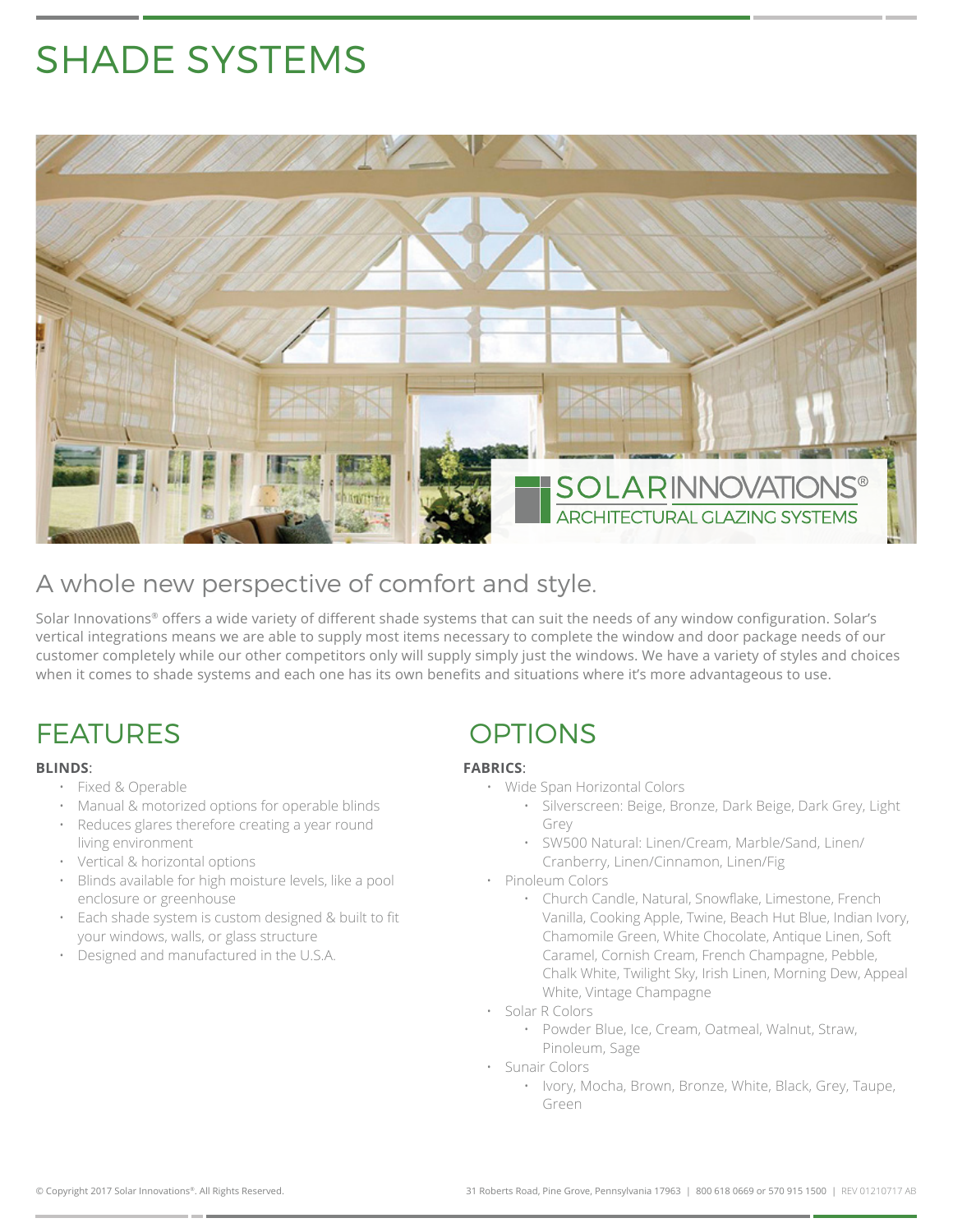# SHADE SYSTEMS

## A whole new perspective of comfort and style.

Solar Innovations® offers a wide variety of different shade systems that can suit the needs of any window configuration. Solar's vertical integrations means we are able to supply most items necessary to complete the window and door package needs of our customer completely while our other competitors only will supply simply just the windows. We have a variety of styles and choices when it comes to shade systems and each one has its own benefits and situations where it's more advantageous to use.

## FEATURES

**BLINDS**:

- Fixed & Operable
- Manual & motorized options for operable blinds
- Reduces glares therefore creating a year round living environment
- Vertical & horizontal options
- Blinds available for high moisture levels, like a pool enclosure or greenhouse
- Each shade system is custom designed & built to fit your windows, walls, or glass structure
- Designed and manufactured in the U.S.A.

## OPTIONS

**FABRICS**:

- Wide Span Horizontal Colors
  - Silverscreen: Beige, Bronze, Dark Beige, Dark Grey, Light Grey
  - SW500 Natural: Linen/Cream, Marble/Sand, Linen/Cranberry, Linen/Cinnamon, Linen/Fig
- Pinoleum Colors
  - Church Candle, Natural, Snowflake, Limestone, French Vanilla, Cooking Apple, Twine, Beach Hut Blue, Indian Ivory, Chamomile Green, White Chocolate, Antique Linen, Soft Caramel, Cornish Cream, French Champagne, Pebble, Chalk White, Twilight Sky, Irish Linen, Morning Dew, Appeal White, Vintage Champagne
- Solar R Colors
  - Powder Blue, Ice, Cream, Oatmeal, Walnut, Straw, Pinoleum, Sage
- Sunair Colors
  - Ivory, Mocha, Brown, Bronze, White, Black, Grey, Taupe, Green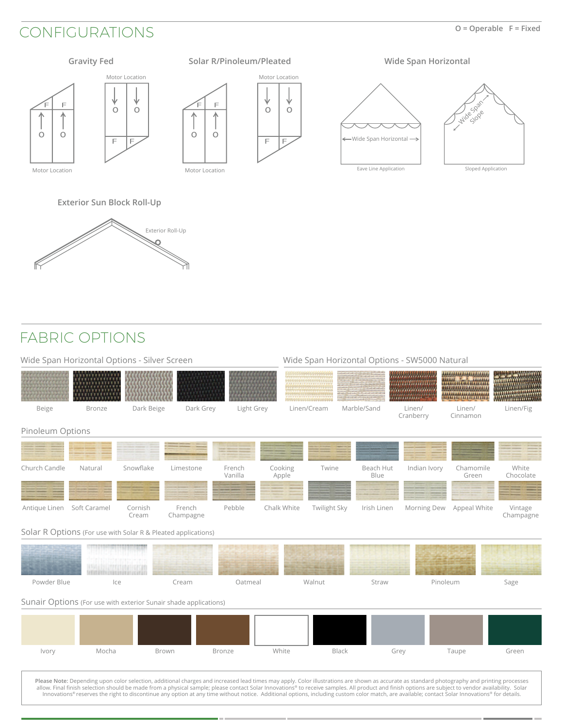# CONFIGURATIONS

O = Operable F = Fixed

### Gravity Fed

Motor Location

Motor Location

### Solar R/Pinoleum/Pleated

Motor Location

Motor Location

### Wide Span Horizontal

Wide Span Horizontal

Eave Line Application

Wide Span Slope

Sloped Application

### Exterior Sun Block Roll-Up

Exterior Roll-Up

# FABRIC OPTIONS

## Wide Span Horizontal Options - Silver Screen

Beige, Bronze, Dark Beige, Dark Grey, Light Grey

## Wide Span Horizontal Options - SW5000 Natural

Linen/Cream, Marble/Sand, Linen/Cranberry, Linen/Cinnamon, Linen/Fig

## Pinoleum Options

Church Candle, Natural, Snowflake, Limestone, French Vanilla, Cooking Apple, Twine, Beach Hut Blue, Indian Ivory, Chamomile Green, White Chocolate

Antique Linen, Soft Caramel, Cornish Cream, French Champagne, Pebble, Chalk White, Twilight Sky, Irish Linen, Morning Dew, Appeal White, Vintage Champagne

## Solar R Options (For use with Solar R & Pleated applications)

Powder Blue, Ice, Cream, Oatmeal, Walnut, Straw, Pinoleum, Sage

## Sunair Options (For use with exterior Sunair shade applications)

Ivory, Mocha, Brown, Bronze, White, Black, Grey, Taupe, Green

**Please Note:** Depending upon color selection, additional charges and increased lead times may apply. Color illustrations are shown as accurate as standard photography and printing processes allow. Final finish selection should be made from a physical sample; please contact Solar Innovations® to receive samples. All product and finish options are subject to vendor availability. Solar Innovations® reserves the right to discontinue any option at any time without notice. Additional options, including custom color match, are available; contact Solar Innovations® for details.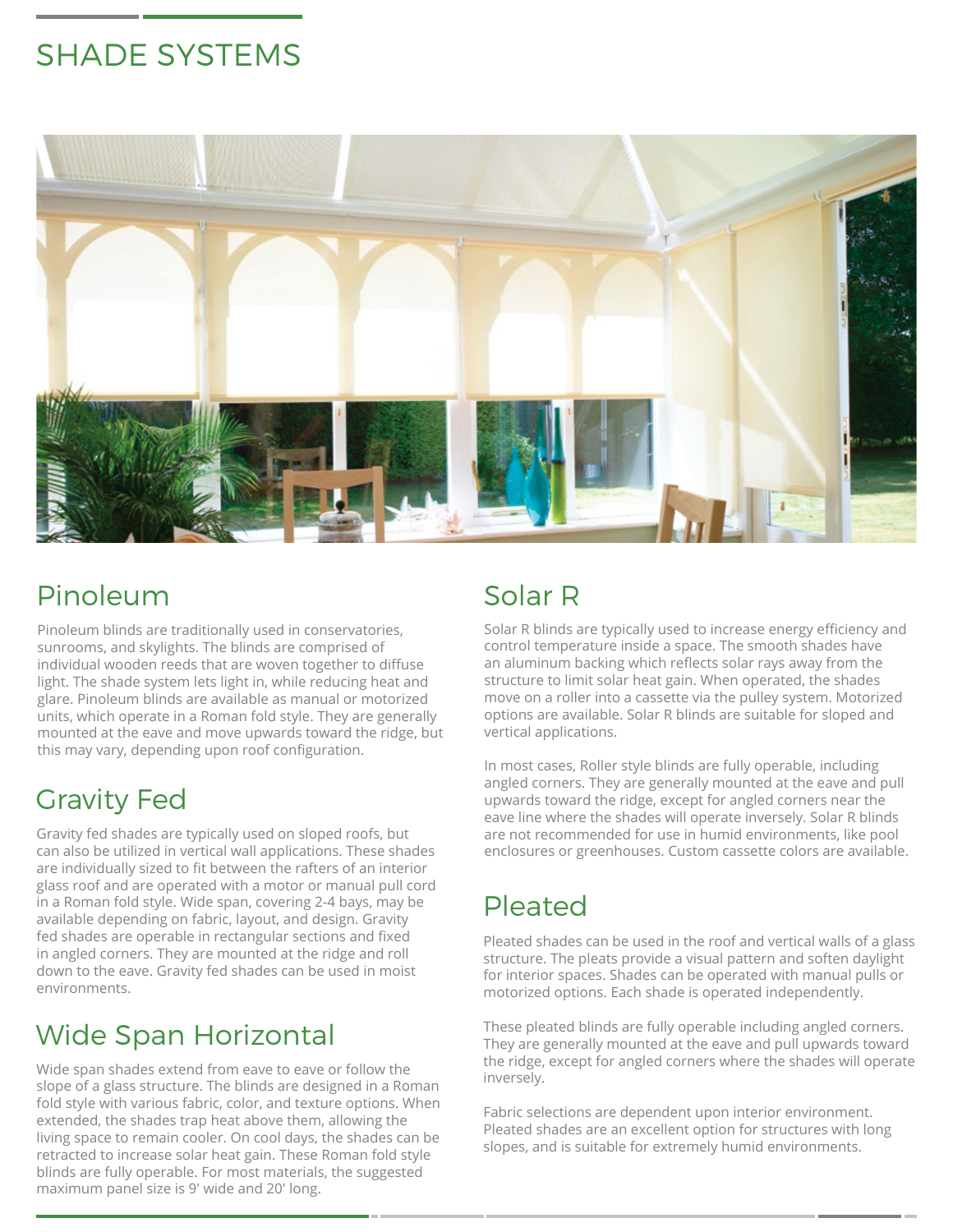# SHADE SYSTEMS

## Pinoleum

Pinoleum blinds are traditionally used in conservatories, sunrooms, and skylights. The blinds are comprised of individual wooden reeds that are woven together to diffuse light. The shade system lets light in, while reducing heat and glare. Pinoleum blinds are available as manual or motorized units, which operate in a Roman fold style. They are generally mounted at the eave and move upwards toward the ridge, but this may vary, depending upon roof configuration.

## Gravity Fed

Gravity fed shades are typically used on sloped roofs, but can also be utilized in vertical wall applications. These shades are individually sized to fit between the rafters of an interior glass roof and are operated with a motor or manual pull cord in a Roman fold style. Wide span, covering 2-4 bays, may be available depending on fabric, layout, and design. Gravity fed shades are operable in rectangular sections and fixed in angled corners. They are mounted at the ridge and roll down to the eave. Gravity fed shades can be used in moist environments.

## Wide Span Horizontal

Wide span shades extend from eave to eave or follow the slope of a glass structure. The blinds are designed in a Roman fold style with various fabric, color, and texture options. When extended, the shades trap heat above them, allowing the living space to remain cooler. On cool days, the shades can be retracted to increase solar heat gain. These Roman fold style blinds are fully operable. For most materials, the suggested maximum panel size is 9' wide and 20' long.

## Solar R

Solar R blinds are typically used to increase energy efficiency and control temperature inside a space. The smooth shades have an aluminum backing which reflects solar rays away from the structure to limit solar heat gain. When operated, the shades move on a roller into a cassette via the pulley system. Motorized options are available. Solar R blinds are suitable for sloped and vertical applications.

In most cases, Roller style blinds are fully operable, including angled corners. They are generally mounted at the eave and pull upwards toward the ridge, except for angled corners near the eave line where the shades will operate inversely. Solar R blinds are not recommended for use in humid environments, like pool enclosures or greenhouses. Custom cassette colors are available.

## Pleated

Pleated shades can be used in the roof and vertical walls of a glass structure. The pleats provide a visual pattern and soften daylight for interior spaces. Shades can be operated with manual pulls or motorized options. Each shade is operated independently.

These pleated blinds are fully operable including angled corners. They are generally mounted at the eave and pull upwards toward the ridge, except for angled corners where the shades will operate inversely.

Fabric selections are dependent upon interior environment. Pleated shades are an excellent option for structures with long slopes, and is suitable for extremely humid environments.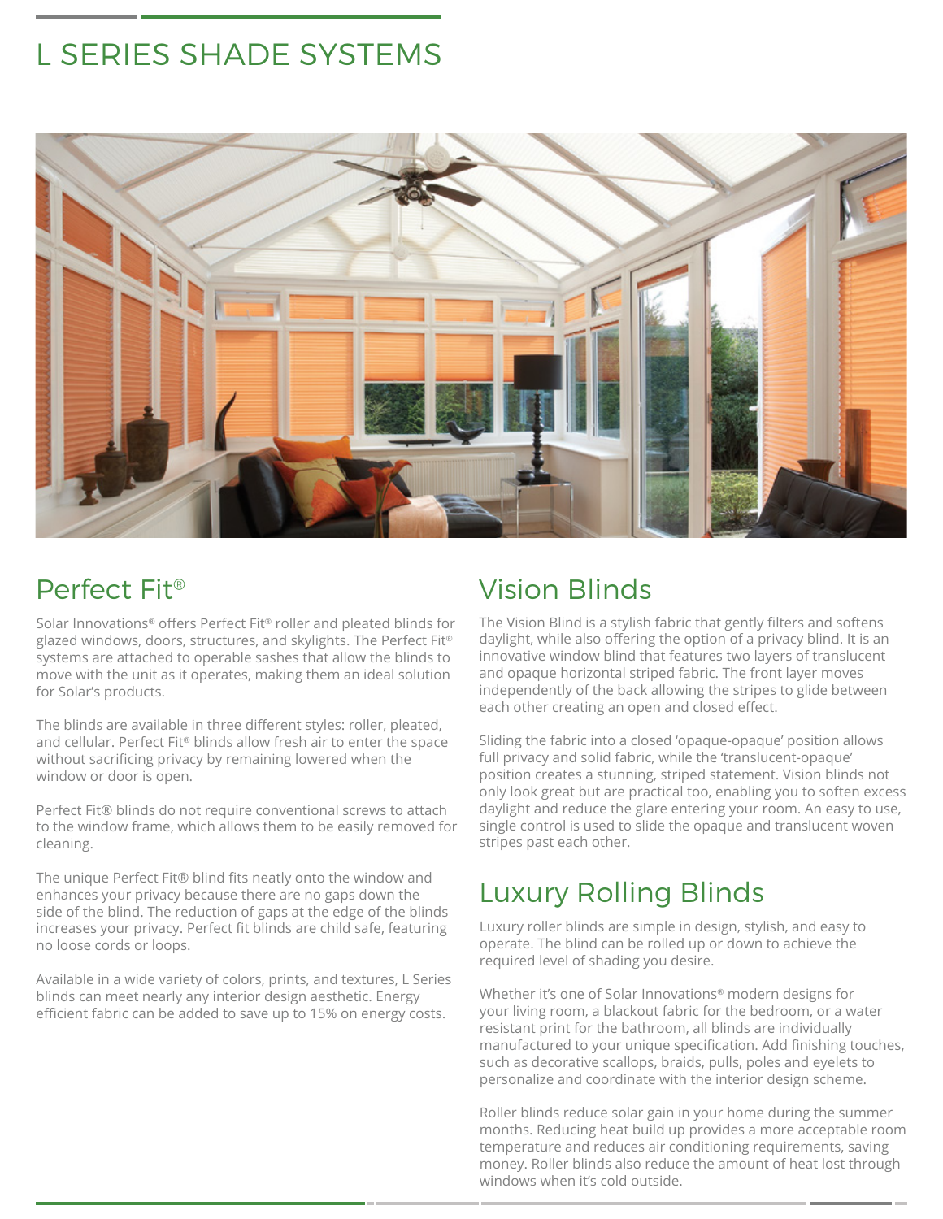# L SERIES SHADE SYSTEMS

## Perfect Fit®

Solar Innovations® offers Perfect Fit® roller and pleated blinds for glazed windows, doors, structures, and skylights. The Perfect Fit® systems are attached to operable sashes that allow the blinds to move with the unit as it operates, making them an ideal solution for Solar's products.

The blinds are available in three different styles: roller, pleated, and cellular. Perfect Fit® blinds allow fresh air to enter the space without sacrificing privacy by remaining lowered when the window or door is open.

Perfect Fit® blinds do not require conventional screws to attach to the window frame, which allows them to be easily removed for cleaning.

The unique Perfect Fit® blind fits neatly onto the window and enhances your privacy because there are no gaps down the side of the blind. The reduction of gaps at the edge of the blinds increases your privacy. Perfect fit blinds are child safe, featuring no loose cords or loops.

Available in a wide variety of colors, prints, and textures, L Series blinds can meet nearly any interior design aesthetic. Energy efficient fabric can be added to save up to 15% on energy costs.

## Vision Blinds

The Vision Blind is a stylish fabric that gently filters and softens daylight, while also offering the option of a privacy blind. It is an innovative window blind that features two layers of translucent and opaque horizontal striped fabric. The front layer moves independently of the back allowing the stripes to glide between each other creating an open and closed effect.

Sliding the fabric into a closed 'opaque-opaque' position allows full privacy and solid fabric, while the 'translucent-opaque' position creates a stunning, striped statement. Vision blinds not only look great but are practical too, enabling you to soften excess daylight and reduce the glare entering your room. An easy to use, single control is used to slide the opaque and translucent woven stripes past each other.

## Luxury Rolling Blinds

Luxury roller blinds are simple in design, stylish, and easy to operate. The blind can be rolled up or down to achieve the required level of shading you desire.

Whether it's one of Solar Innovations® modern designs for your living room, a blackout fabric for the bedroom, or a water resistant print for the bathroom, all blinds are individually manufactured to your unique specification. Add finishing touches, such as decorative scallops, braids, pulls, poles and eyelets to personalize and coordinate with the interior design scheme.

Roller blinds reduce solar gain in your home during the summer months. Reducing heat build up provides a more acceptable room temperature and reduces air conditioning requirements, saving money. Roller blinds also reduce the amount of heat lost through windows when it's cold outside.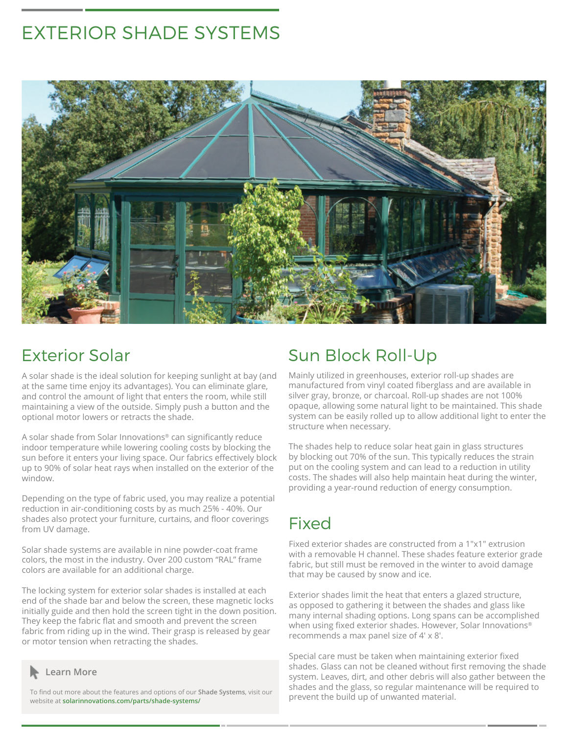# EXTERIOR SHADE SYSTEMS

## Exterior Solar

A solar shade is the ideal solution for keeping sunlight at bay (and at the same time enjoy its advantages). You can eliminate glare, and control the amount of light that enters the room, while still maintaining a view of the outside. Simply push a button and the optional motor lowers or retracts the shade.

A solar shade from Solar Innovations® can significantly reduce indoor temperature while lowering cooling costs by blocking the sun before it enters your living space. Our fabrics effectively block up to 90% of solar heat rays when installed on the exterior of the window.

Depending on the type of fabric used, you may realize a potential reduction in air-conditioning costs by as much 25% - 40%. Our shades also protect your furniture, curtains, and floor coverings from UV damage.

Solar shade systems are available in nine powder-coat frame colors, the most in the industry. Over 200 custom "RAL" frame colors are available for an additional charge.

The locking system for exterior solar shades is installed at each end of the shade bar and below the screen, these magnetic locks initially guide and then hold the screen tight in the down position. They keep the fabric flat and smooth and prevent the screen fabric from riding up in the wind. Their grasp is released by gear or motor tension when retracting the shades.

**Learn More**

To find out more about the features and options of our **Shade Systems**, visit our website at **solarinnovations.com/parts/shade-systems/**

## Sun Block Roll-Up

Mainly utilized in greenhouses, exterior roll-up shades are manufactured from vinyl coated fiberglass and are available in silver gray, bronze, or charcoal. Roll-up shades are not 100% opaque, allowing some natural light to be maintained. This shade system can be easily rolled up to allow additional light to enter the structure when necessary.

The shades help to reduce solar heat gain in glass structures by blocking out 70% of the sun. This typically reduces the strain put on the cooling system and can lead to a reduction in utility costs. The shades will also help maintain heat during the winter, providing a year-round reduction of energy consumption.

## Fixed

Fixed exterior shades are constructed from a 1"x1" extrusion with a removable H channel. These shades feature exterior grade fabric, but still must be removed in the winter to avoid damage that may be caused by snow and ice.

Exterior shades limit the heat that enters a glazed structure, as opposed to gathering it between the shades and glass like many internal shading options. Long spans can be accomplished when using fixed exterior shades. However, Solar Innovations® recommends a max panel size of 4' x 8'.

Special care must be taken when maintaining exterior fixed shades. Glass can not be cleaned without first removing the shade system. Leaves, dirt, and other debris will also gather between the shades and the glass, so regular maintenance will be required to prevent the build up of unwanted material.